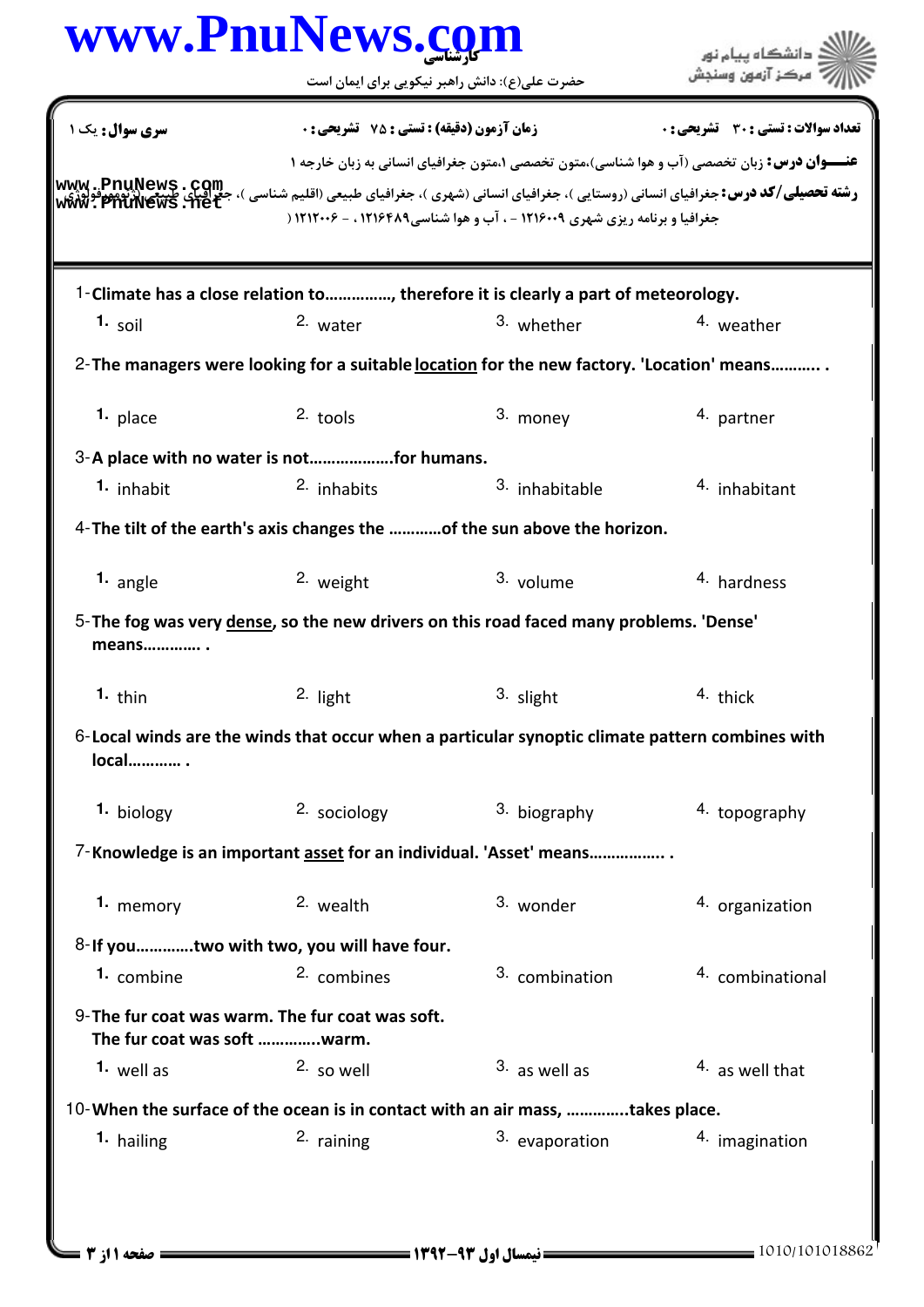کارشناسی

حضرت علی(ع): دانش راهبر نیکویی برای ایمان است

دانشگاه پیام نور
مرکز آزمون وسنجش

**سری سوال:** یک ۱

**زمان آزمون (دقیقه) : تستی : ۷۵ تشریحی : ۰**

**تعداد سوالات : تستی : ۳۰ تشریحی : ۰**

**عنـــوان درس:** زبان تخصصی (آب و هوا شناسی)،متون تخصصی ۱،متون جغرافیای انسانی به زبان خارجه ۱

**رشته تحصیلی/کد درس:** جغرافیای انسانی (روستایی )، جغرافیای انسانی (شهری )، جغرافیای طبیعی (اقلیم شناسی )، جغرافیای طبیعی (ژئومورفولوژی) جغرافیا و برنامه ریزی شهری ۱۲۱۶۰۰۹ - ، آب و هوا شناسی۱۲۱۶۴۸۹ ، - ۱۲۱۲۰۰۶ (

1-Climate has a close relation to……………, therefore it is clearly a part of meteorology.

1. soil
2. water
3. whether
4. weather

2-The managers were looking for a suitable location for the new factory. 'Location' means……….. .

1. place
2. tools
3. money
4. partner

3-A place with no water is not……………….for humans.

1. inhabit
2. inhabits
3. inhabitable
4. inhabitant

4-The tilt of the earth's axis changes the …………of the sun above the horizon.

1. angle
2. weight
3. volume
4. hardness

5-The fog was very dense, so the new drivers on this road faced many problems. 'Dense' means…………. .

1. thin
2. light
3. slight
4. thick

6-Local winds are the winds that occur when a particular synoptic climate pattern combines with local………… .

1. biology
2. sociology
3. biography
4. topography

7-Knowledge is an important asset for an individual. 'Asset' means…………….. .

1. memory
2. wealth
3. wonder
4. organization

8-If you…………two with two, you will have four.

1. combine
2. combines
3. combination
4. combinational

9-The fur coat was warm. The fur coat was soft.
The fur coat was soft …………..warm.

1. well as
2. so well
3. as well as
4. as well that

10-When the surface of the ocean is in contact with an air mass, …………..takes place.

1. hailing
2. raining
3. evaporation
4. imagination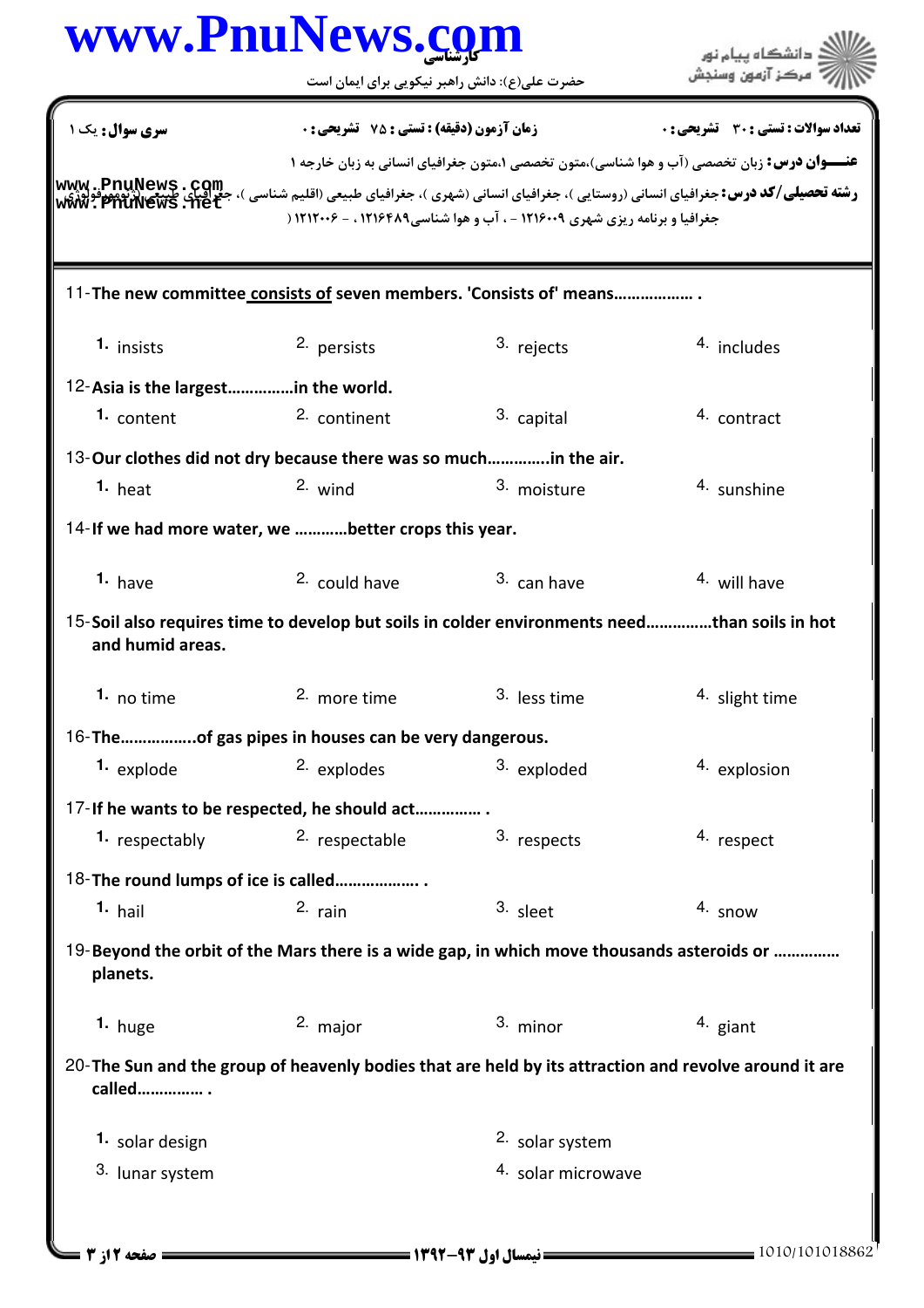**سری سوال:** یک ۱ | **زمان آزمون (دقیقه) : تستی : ۷۵ تشریحی : ۰** | **تعداد سوالات : تستی : ۳۰ تشریحی : ۰**

**عنـــوان درس:** زبان تخصصی (آب و هوا شناسی)،متون تخصصی ۱،متون جغرافیای انسانی به زبان خارجه ۱

**رشته تحصیلی/کد درس:** جغرافیای انسانی (روستایی )، جغرافیای انسانی (شهری )، جغرافیای طبیعی (اقلیم شناسی )، جغرافیای طبیعی (ژئومورفولوژی) جغرافیا و برنامه ریزی شهری ۱۲۱۶۰۰۹ - ، آب و هوا شناسی۱۲۱۶۴۸۹ ، - ۱۲۱۲۰۰۶ (

11-**The new committee consists of seven members. 'Consists of' means.................. .**

1. insists
2. persists
3. rejects
4. includes

12-**Asia is the largest...............in the world.**

1. content
2. continent
3. capital
4. contract

13-**Our clothes did not dry because there was so much..............in the air.**

1. heat
2. wind
3. moisture
4. sunshine

14-**If we had more water, we ............better crops this year.**

1. have
2. could have
3. can have
4. will have

15-**Soil also requires time to develop but soils in colder environments need..............than soils in hot and humid areas.**

1. no time
2. more time
3. less time
4. slight time

16-**The.................of gas pipes in houses can be very dangerous.**

1. explode
2. explodes
3. exploded
4. explosion

17-**If he wants to be respected, he should act............... .**

1. respectably
2. respectable
3. respects
4. respect

18-**The round lumps of ice is called................... .**

1. hail
2. rain
3. sleet
4. snow

19-**Beyond the orbit of the Mars there is a wide gap, in which move thousands asteroids or .............. planets.**

1. huge
2. major
3. minor
4. giant

20-**The Sun and the group of heavenly bodies that are held by its attraction and revolve around it are called............... .**

1. solar design
2. solar system
3. lunar system
4. solar microwave

**نیمسال اول ۹۳-۱۳۹۲**

1010/101018862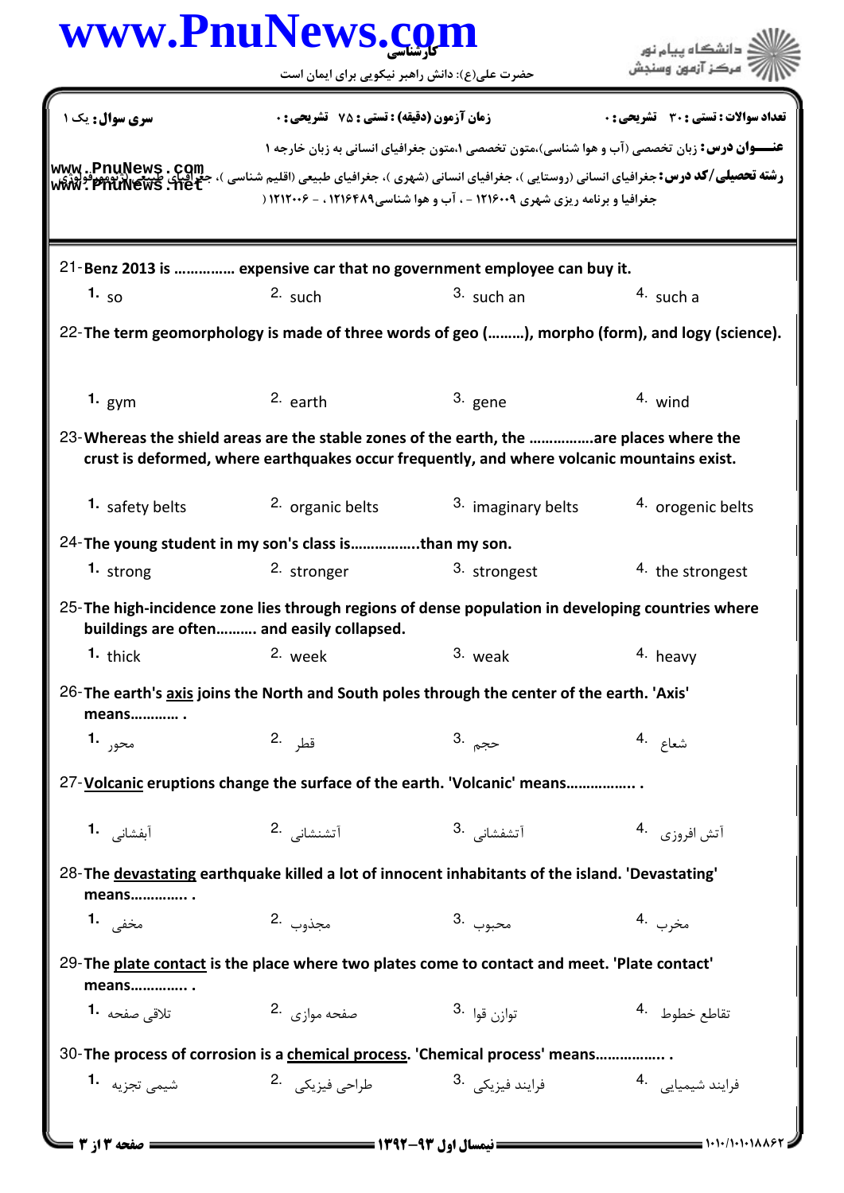**سری سوال:** یک ۱

**زمان آزمون (دقیقه) : تستی : ۷۵ تشریحی : ۰**

**تعداد سوالات : تستی : ۳۰ تشریحی : ۰**

**عنـــوان درس:** زبان تخصصی (آب و هوا شناسی)،متون تخصصی ۱،متون جغرافیای انسانی به زبان خارجه ۱

**رشته تحصیلی/کد درس:** جغرافیای انسانی (روستایی )، جغرافیای انسانی (شهری )، جغرافیای طبیعی (اقلیم شناسی )، جغرافیای طبیعی (ژئومورفولوژی)، جغرافیا و برنامه ریزی شهری ۱۲۱۶۰۰۹ - ، آب و هوا شناسی۱۲۱۶۴۸۹ ، - ۱۲۱۲۰۰۶ )

21-Benz 2013 is …………… expensive car that no government employee can buy it.

1. so
2. such
3. such an
4. such a

22-The term geomorphology is made of three words of geo (………), morpho (form), and logy (science).

1. gym
2. earth
3. gene
4. wind

23-Whereas the shield areas are the stable zones of the earth, the …………….are places where the crust is deformed, where earthquakes occur frequently, and where volcanic mountains exist.

1. safety belts
2. organic belts
3. imaginary belts
4. orogenic belts

24-The young student in my son's class is……………..than my son.

1. strong
2. stronger
3. strongest
4. the strongest

25-The high-incidence zone lies through regions of dense population in developing countries where buildings are often………. and easily collapsed.

1. thick
2. week
3. weak
4. heavy

26-The earth's axis joins the North and South poles through the center of the earth. 'Axis' means………… .

1. محور
2. قطر
3. حجم
4. شعاع

27-Volcanic eruptions change the surface of the earth. 'Volcanic' means…………….. .

1. آبفشانی
2. آتشنشانی
3. آتشفشانی
4. آتش افروزی

28-The devastating earthquake killed a lot of innocent inhabitants of the island. 'Devastating' means………….. .

1. مخفی
2. مجذوب
3. محبوب
4. مخرب

29-The plate contact is the place where two plates come to contact and meet. 'Plate contact' means………….. .

1. تلاقی صفحه
2. صفحه موازی
3. توازن قوا
4. تقاطع خطوط

30-The process of corrosion is a chemical process. 'Chemical process' means…………….. .

1. شیمی تجزیه
2. طراحی فیزیکی
3. فرایند فیزیکی
4. فرایند شیمیایی